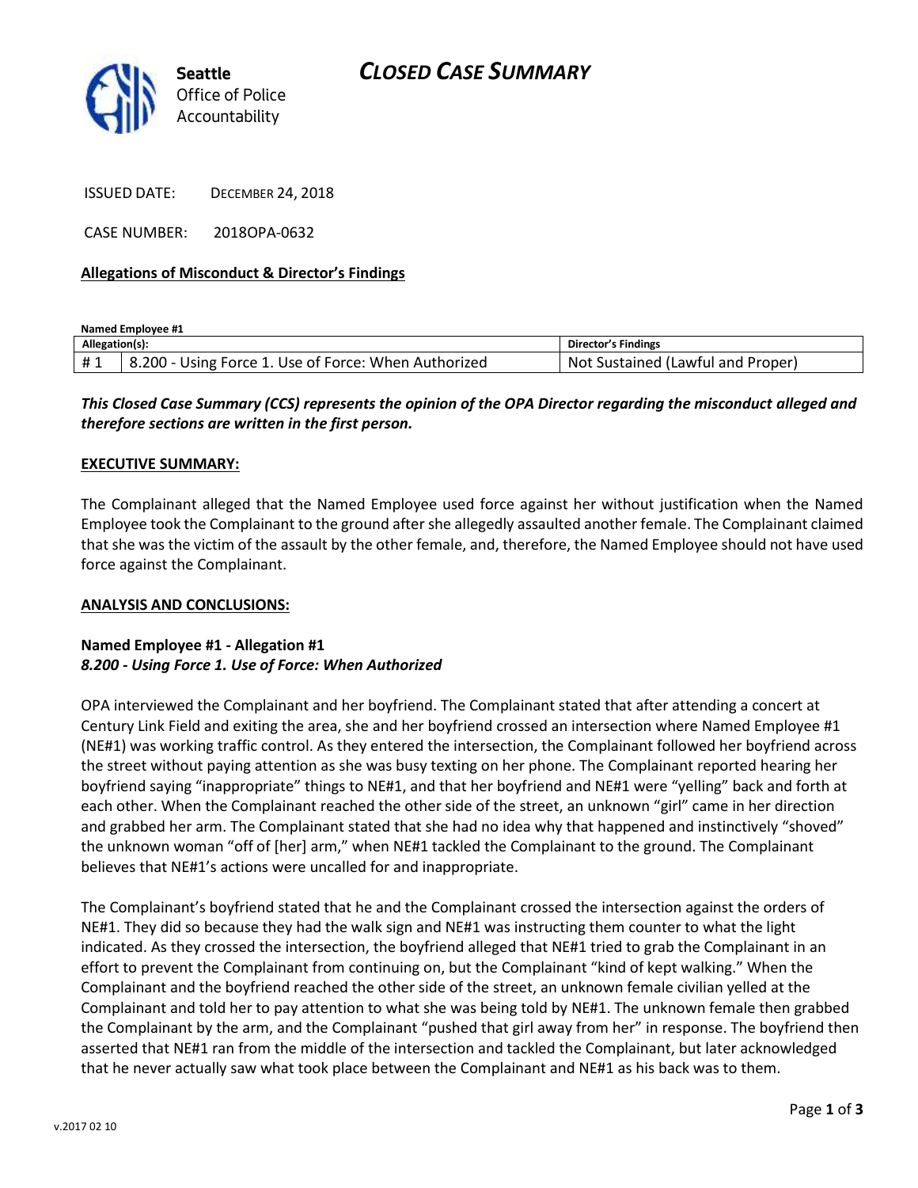# CLOSED CASE SUMMARY

Seattle Office of Police Accountability

ISSUED DATE: DECEMBER 24, 2018

CASE NUMBER: 2018OPA-0632

**Allegations of Misconduct & Director's Findings**

**Named Employee #1**

| Allegation(s): | | Director's Findings |
|---|---|---|
| # 1 | 8.200 - Using Force 1. Use of Force: When Authorized | Not Sustained (Lawful and Proper) |

***This Closed Case Summary (CCS) represents the opinion of the OPA Director regarding the misconduct alleged and therefore sections are written in the first person.***

**EXECUTIVE SUMMARY:**

The Complainant alleged that the Named Employee used force against her without justification when the Named Employee took the Complainant to the ground after she allegedly assaulted another female. The Complainant claimed that she was the victim of the assault by the other female, and, therefore, the Named Employee should not have used force against the Complainant.

**ANALYSIS AND CONCLUSIONS:**

**Named Employee #1 - Allegation #1**
***8.200 - Using Force 1. Use of Force: When Authorized***

OPA interviewed the Complainant and her boyfriend. The Complainant stated that after attending a concert at Century Link Field and exiting the area, she and her boyfriend crossed an intersection where Named Employee #1 (NE#1) was working traffic control. As they entered the intersection, the Complainant followed her boyfriend across the street without paying attention as she was busy texting on her phone. The Complainant reported hearing her boyfriend saying "inappropriate" things to NE#1, and that her boyfriend and NE#1 were "yelling" back and forth at each other. When the Complainant reached the other side of the street, an unknown "girl" came in her direction and grabbed her arm. The Complainant stated that she had no idea why that happened and instinctively "shoved" the unknown woman "off of [her] arm," when NE#1 tackled the Complainant to the ground. The Complainant believes that NE#1's actions were uncalled for and inappropriate.

The Complainant's boyfriend stated that he and the Complainant crossed the intersection against the orders of NE#1. They did so because they had the walk sign and NE#1 was instructing them counter to what the light indicated. As they crossed the intersection, the boyfriend alleged that NE#1 tried to grab the Complainant in an effort to prevent the Complainant from continuing on, but the Complainant "kind of kept walking." When the Complainant and the boyfriend reached the other side of the street, an unknown female civilian yelled at the Complainant and told her to pay attention to what she was being told by NE#1. The unknown female then grabbed the Complainant by the arm, and the Complainant "pushed that girl away from her" in response. The boyfriend then asserted that NE#1 ran from the middle of the intersection and tackled the Complainant, but later acknowledged that he never actually saw what took place between the Complainant and NE#1 as his back was to them.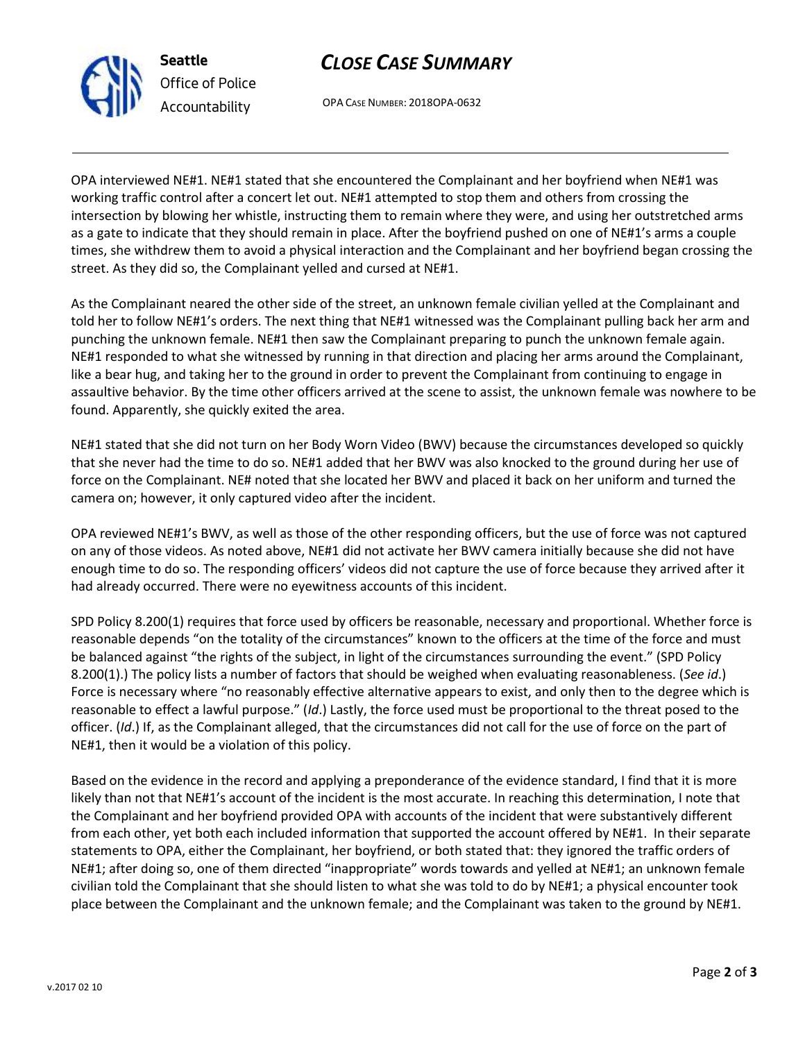OPA interviewed NE#1. NE#1 stated that she encountered the Complainant and her boyfriend when NE#1 was working traffic control after a concert let out. NE#1 attempted to stop them and others from crossing the intersection by blowing her whistle, instructing them to remain where they were, and using her outstretched arms as a gate to indicate that they should remain in place. After the boyfriend pushed on one of NE#1's arms a couple times, she withdrew them to avoid a physical interaction and the Complainant and her boyfriend began crossing the street. As they did so, the Complainant yelled and cursed at NE#1.

As the Complainant neared the other side of the street, an unknown female civilian yelled at the Complainant and told her to follow NE#1's orders. The next thing that NE#1 witnessed was the Complainant pulling back her arm and punching the unknown female. NE#1 then saw the Complainant preparing to punch the unknown female again. NE#1 responded to what she witnessed by running in that direction and placing her arms around the Complainant, like a bear hug, and taking her to the ground in order to prevent the Complainant from continuing to engage in assaultive behavior. By the time other officers arrived at the scene to assist, the unknown female was nowhere to be found. Apparently, she quickly exited the area.

NE#1 stated that she did not turn on her Body Worn Video (BWV) because the circumstances developed so quickly that she never had the time to do so. NE#1 added that her BWV was also knocked to the ground during her use of force on the Complainant. NE# noted that she located her BWV and placed it back on her uniform and turned the camera on; however, it only captured video after the incident.

OPA reviewed NE#1's BWV, as well as those of the other responding officers, but the use of force was not captured on any of those videos. As noted above, NE#1 did not activate her BWV camera initially because she did not have enough time to do so. The responding officers' videos did not capture the use of force because they arrived after it had already occurred. There were no eyewitness accounts of this incident.

SPD Policy 8.200(1) requires that force used by officers be reasonable, necessary and proportional. Whether force is reasonable depends "on the totality of the circumstances" known to the officers at the time of the force and must be balanced against "the rights of the subject, in light of the circumstances surrounding the event." (SPD Policy 8.200(1).) The policy lists a number of factors that should be weighed when evaluating reasonableness. (*See id*.) Force is necessary where "no reasonably effective alternative appears to exist, and only then to the degree which is reasonable to effect a lawful purpose." (*Id*.) Lastly, the force used must be proportional to the threat posed to the officer. (*Id*.) If, as the Complainant alleged, that the circumstances did not call for the use of force on the part of NE#1, then it would be a violation of this policy.

Based on the evidence in the record and applying a preponderance of the evidence standard, I find that it is more likely than not that NE#1's account of the incident is the most accurate. In reaching this determination, I note that the Complainant and her boyfriend provided OPA with accounts of the incident that were substantively different from each other, yet both each included information that supported the account offered by NE#1. In their separate statements to OPA, either the Complainant, her boyfriend, or both stated that: they ignored the traffic orders of NE#1; after doing so, one of them directed "inappropriate" words towards and yelled at NE#1; an unknown female civilian told the Complainant that she should listen to what she was told to do by NE#1; a physical encounter took place between the Complainant and the unknown female; and the Complainant was taken to the ground by NE#1.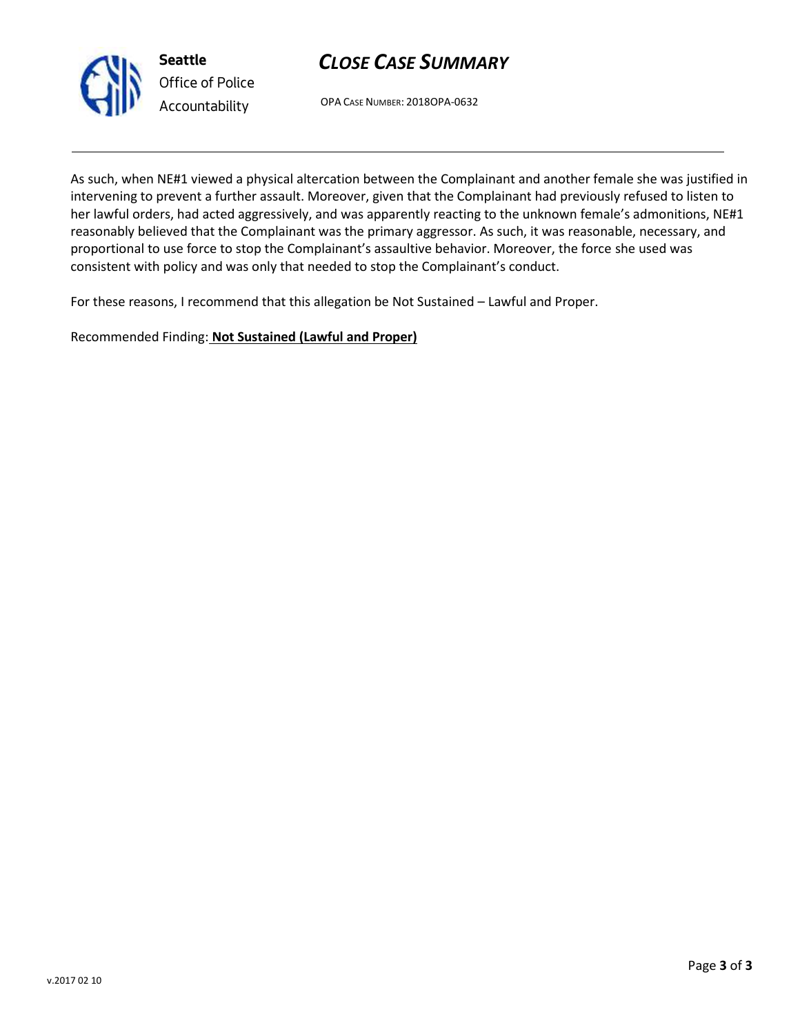As such, when NE#1 viewed a physical altercation between the Complainant and another female she was justified in intervening to prevent a further assault. Moreover, given that the Complainant had previously refused to listen to her lawful orders, had acted aggressively, and was apparently reacting to the unknown female's admonitions, NE#1 reasonably believed that the Complainant was the primary aggressor. As such, it was reasonable, necessary, and proportional to use force to stop the Complainant's assaultive behavior. Moreover, the force she used was consistent with policy and was only that needed to stop the Complainant's conduct.

For these reasons, I recommend that this allegation be Not Sustained – Lawful and Proper.

Recommended Finding: **Not Sustained (Lawful and Proper)**